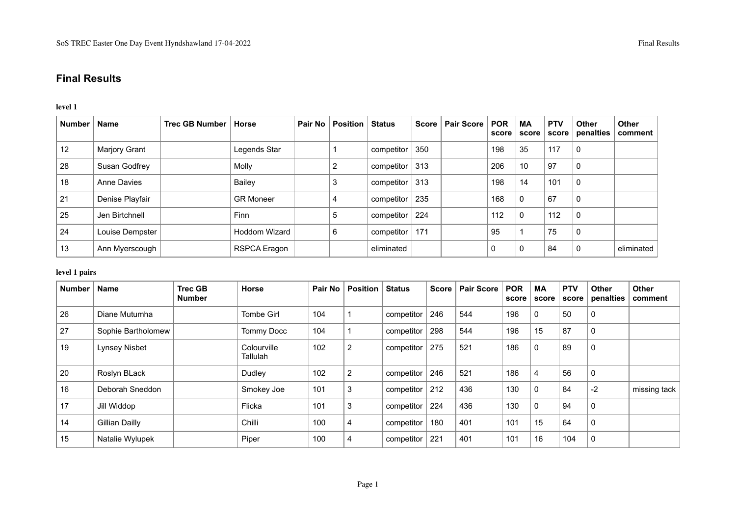## Final Results

**level 1**

| Number | Name | Trec GB Number | Horse | Pair No | Position | Status | Score | Pair Score | POR score | MA score | PTV score | Other penalties | Other comment |
|---|---|---|---|---|---|---|---|---|---|---|---|---|---|
| 12 | Marjory Grant | | Legends Star | | 1 | competitor | 350 | | 198 | 35 | 117 | 0 | |
| 28 | Susan Godfrey | | Molly | | 2 | competitor | 313 | | 206 | 10 | 97 | 0 | |
| 18 | Anne Davies | | Bailey | | 3 | competitor | 313 | | 198 | 14 | 101 | 0 | |
| 21 | Denise Playfair | | GR Moneer | | 4 | competitor | 235 | | 168 | 0 | 67 | 0 | |
| 25 | Jen Birtchnell | | Finn | | 5 | competitor | 224 | | 112 | 0 | 112 | 0 | |
| 24 | Louise Dempster | | Hoddom Wizard | | 6 | competitor | 171 | | 95 | 1 | 75 | 0 | |
| 13 | Ann Myerscough | | RSPCA Eragon | | | eliminated | | | 0 | 0 | 84 | 0 | eliminated |

**level 1 pairs**

| Number | Name | Trec GB Number | Horse | Pair No | Position | Status | Score | Pair Score | POR score | MA score | PTV score | Other penalties | Other comment |
|---|---|---|---|---|---|---|---|---|---|---|---|---|---|
| 26 | Diane Mutumha | | Tombe Girl | 104 | 1 | competitor | 246 | 544 | 196 | 0 | 50 | 0 | |
| 27 | Sophie Bartholomew | | Tommy Docc | 104 | 1 | competitor | 298 | 544 | 196 | 15 | 87 | 0 | |
| 19 | Lynsey Nisbet | | Colourville Tallulah | 102 | 2 | competitor | 275 | 521 | 186 | 0 | 89 | 0 | |
| 20 | Roslyn BLack | | Dudley | 102 | 2 | competitor | 246 | 521 | 186 | 4 | 56 | 0 | |
| 16 | Deborah Sneddon | | Smokey Joe | 101 | 3 | competitor | 212 | 436 | 130 | 0 | 84 | -2 | missing tack |
| 17 | Jill Widdop | | Flicka | 101 | 3 | competitor | 224 | 436 | 130 | 0 | 94 | 0 | |
| 14 | Gillian Dailly | | Chilli | 100 | 4 | competitor | 180 | 401 | 101 | 15 | 64 | 0 | |
| 15 | Natalie Wylupek | | Piper | 100 | 4 | competitor | 221 | 401 | 101 | 16 | 104 | 0 | |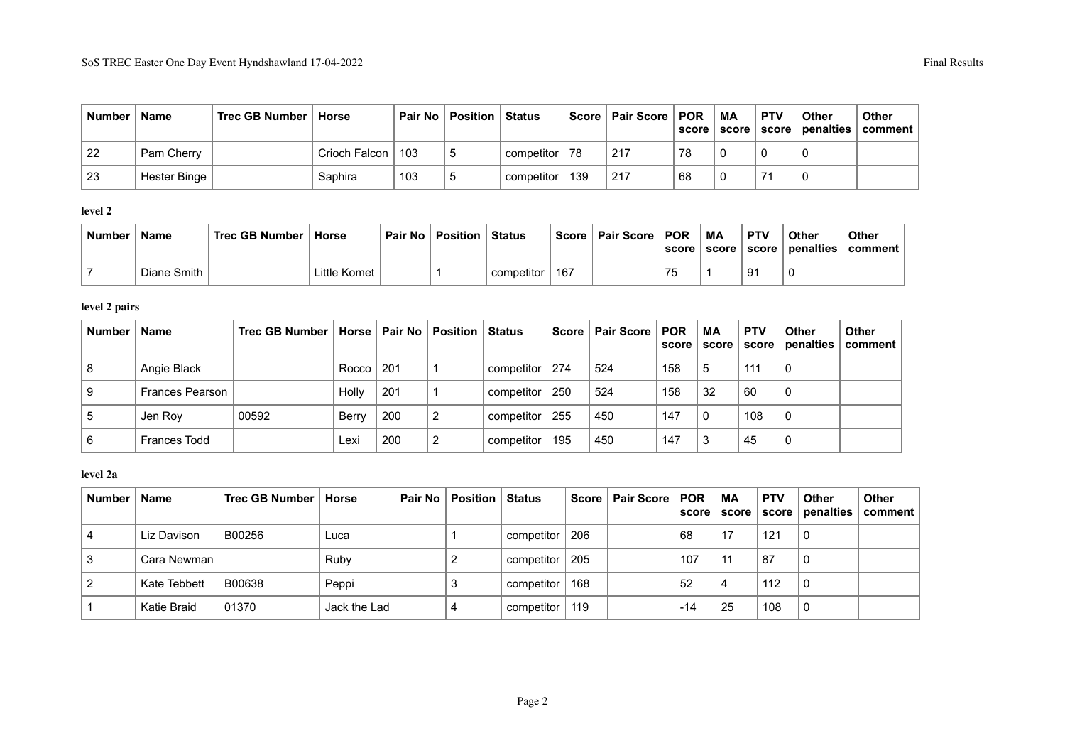| Number | Name | Trec GB Number | Horse | Pair No | Position | Status | Score | Pair Score | POR score | MA score | PTV score | Other penalties | Other comment |
|---|---|---|---|---|---|---|---|---|---|---|---|---|---|
| 22 | Pam Cherry | | Crioch Falcon | 103 | 5 | competitor | 78 | 217 | 78 | 0 | 0 | 0 | |
| 23 | Hester Binge | | Saphira | 103 | 5 | competitor | 139 | 217 | 68 | 0 | 71 | 0 | |

**level 2**

| Number | Name | Trec GB Number | Horse | Pair No | Position | Status | Score | Pair Score | POR score | MA score | PTV score | Other penalties | Other comment |
|---|---|---|---|---|---|---|---|---|---|---|---|---|---|
| 7 | Diane Smith | | Little Komet | | 1 | competitor | 167 | | 75 | 1 | 91 | 0 | |

**level 2 pairs**

| Number | Name | Trec GB Number | Horse | Pair No | Position | Status | Score | Pair Score | POR score | MA score | PTV score | Other penalties | Other comment |
|---|---|---|---|---|---|---|---|---|---|---|---|---|---|
| 8 | Angie Black | | Rocco | 201 | 1 | competitor | 274 | 524 | 158 | 5 | 111 | 0 | |
| 9 | Frances Pearson | | Holly | 201 | 1 | competitor | 250 | 524 | 158 | 32 | 60 | 0 | |
| 5 | Jen Roy | 00592 | Berry | 200 | 2 | competitor | 255 | 450 | 147 | 0 | 108 | 0 | |
| 6 | Frances Todd | | Lexi | 200 | 2 | competitor | 195 | 450 | 147 | 3 | 45 | 0 | |

**level 2a**

| Number | Name | Trec GB Number | Horse | Pair No | Position | Status | Score | Pair Score | POR score | MA score | PTV score | Other penalties | Other comment |
|---|---|---|---|---|---|---|---|---|---|---|---|---|---|
| 4 | Liz Davison | B00256 | Luca | | 1 | competitor | 206 | | 68 | 17 | 121 | 0 | |
| 3 | Cara Newman | | Ruby | | 2 | competitor | 205 | | 107 | 11 | 87 | 0 | |
| 2 | Kate Tebbett | B00638 | Peppi | | 3 | competitor | 168 | | 52 | 4 | 112 | 0 | |
| 1 | Katie Braid | 01370 | Jack the Lad | | 4 | competitor | 119 | | -14 | 25 | 108 | 0 | |